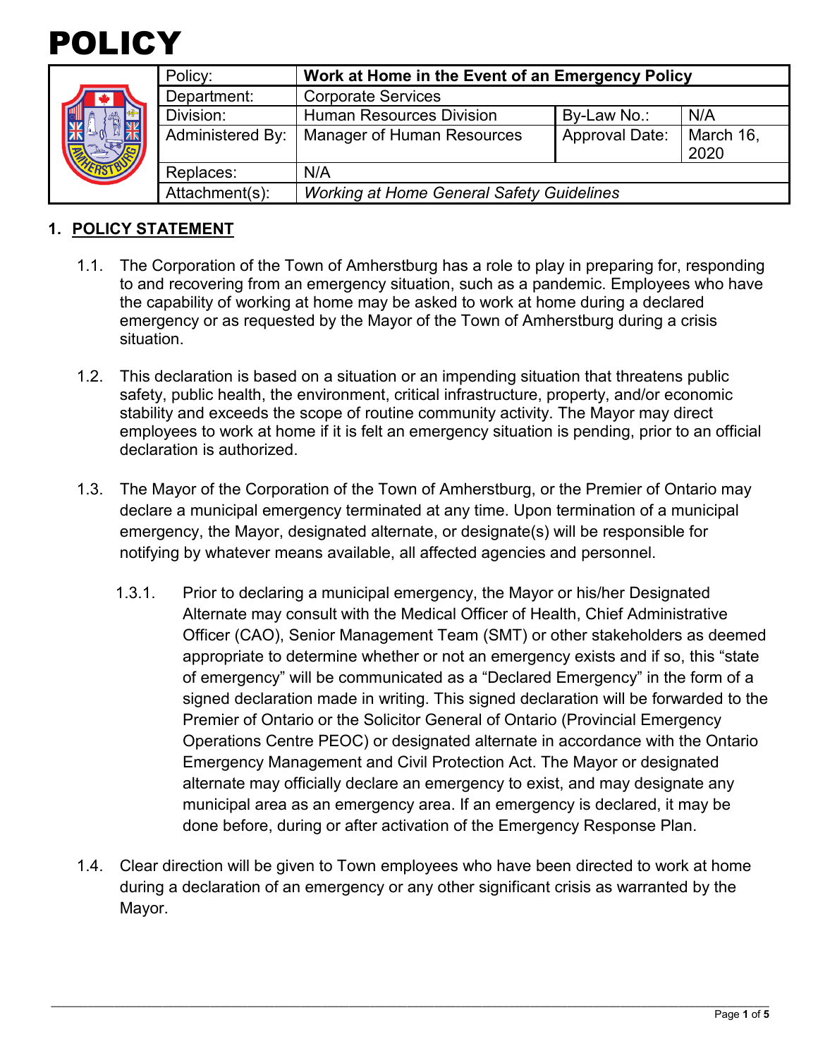# POLICY

| Policy: | **Work at Home in the Event of an Emergency Policy** | | |
|---|---|---|---|
| Department: | Corporate Services | | |
| Division: | Human Resources Division | By-Law No.: | N/A |
| Administered By: | Manager of Human Resources | Approval Date: | March 16, 2020 |
| Replaces: | N/A | | |
| Attachment(s): | *Working at Home General Safety Guidelines* | | |

## 1. POLICY STATEMENT

1.1. The Corporation of the Town of Amherstburg has a role to play in preparing for, responding to and recovering from an emergency situation, such as a pandemic. Employees who have the capability of working at home may be asked to work at home during a declared emergency or as requested by the Mayor of the Town of Amherstburg during a crisis situation.

1.2. This declaration is based on a situation or an impending situation that threatens public safety, public health, the environment, critical infrastructure, property, and/or economic stability and exceeds the scope of routine community activity. The Mayor may direct employees to work at home if it is felt an emergency situation is pending, prior to an official declaration is authorized.

1.3. The Mayor of the Corporation of the Town of Amherstburg, or the Premier of Ontario may declare a municipal emergency terminated at any time. Upon termination of a municipal emergency, the Mayor, designated alternate, or designate(s) will be responsible for notifying by whatever means available, all affected agencies and personnel.

1.3.1. Prior to declaring a municipal emergency, the Mayor or his/her Designated Alternate may consult with the Medical Officer of Health, Chief Administrative Officer (CAO), Senior Management Team (SMT) or other stakeholders as deemed appropriate to determine whether or not an emergency exists and if so, this "state of emergency" will be communicated as a "Declared Emergency" in the form of a signed declaration made in writing. This signed declaration will be forwarded to the Premier of Ontario or the Solicitor General of Ontario (Provincial Emergency Operations Centre PEOC) or designated alternate in accordance with the Ontario Emergency Management and Civil Protection Act. The Mayor or designated alternate may officially declare an emergency to exist, and may designate any municipal area as an emergency area. If an emergency is declared, it may be done before, during or after activation of the Emergency Response Plan.

1.4. Clear direction will be given to Town employees who have been directed to work at home during a declaration of an emergency or any other significant crisis as warranted by the Mayor.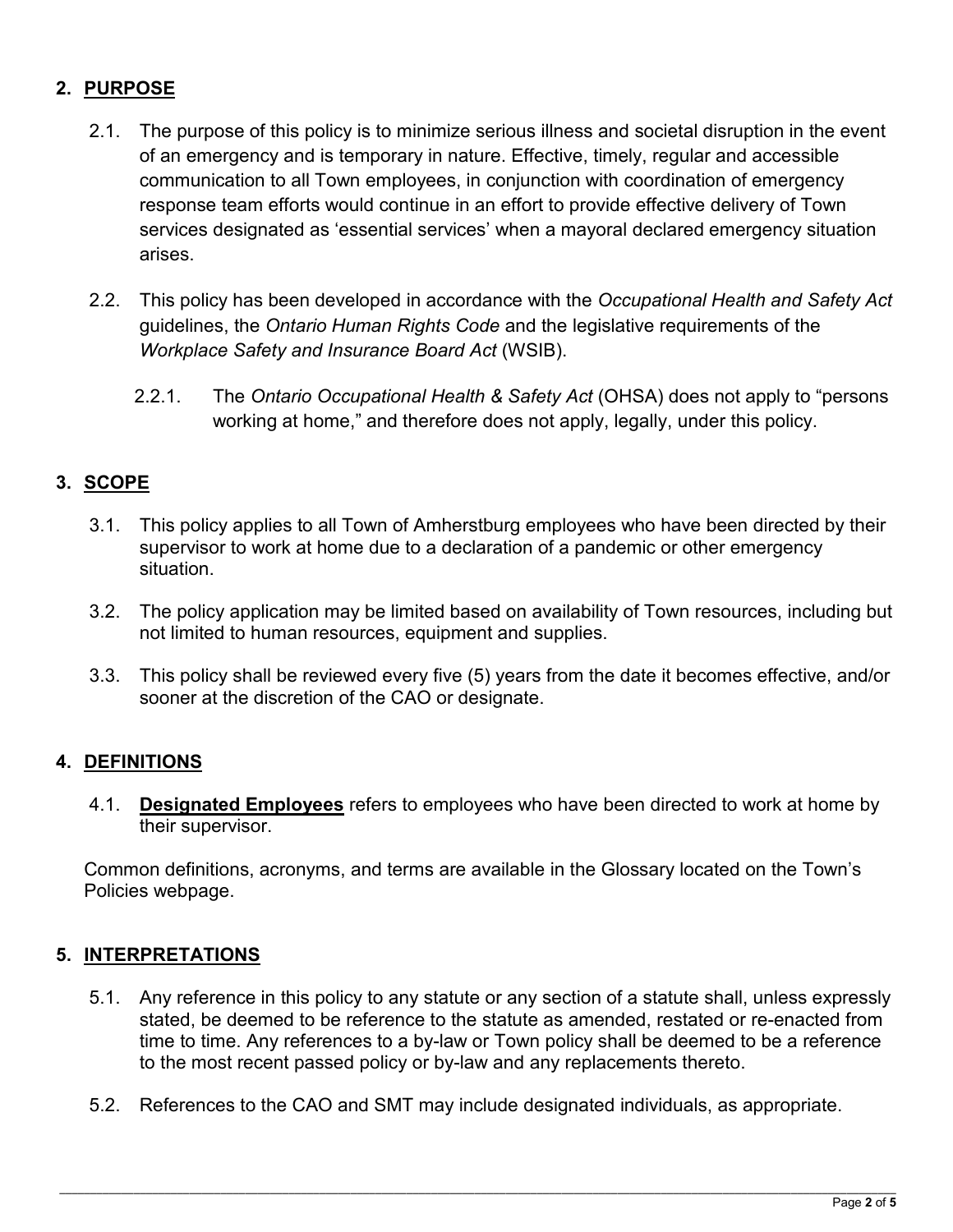## 2. PURPOSE

2.1. The purpose of this policy is to minimize serious illness and societal disruption in the event of an emergency and is temporary in nature. Effective, timely, regular and accessible communication to all Town employees, in conjunction with coordination of emergency response team efforts would continue in an effort to provide effective delivery of Town services designated as 'essential services' when a mayoral declared emergency situation arises.

2.2. This policy has been developed in accordance with the *Occupational Health and Safety Act* guidelines, the *Ontario Human Rights Code* and the legislative requirements of the *Workplace Safety and Insurance Board Act* (WSIB).

2.2.1. The *Ontario Occupational Health & Safety Act* (OHSA) does not apply to "persons working at home," and therefore does not apply, legally, under this policy.

## 3. SCOPE

3.1. This policy applies to all Town of Amherstburg employees who have been directed by their supervisor to work at home due to a declaration of a pandemic or other emergency situation.

3.2. The policy application may be limited based on availability of Town resources, including but not limited to human resources, equipment and supplies.

3.3. This policy shall be reviewed every five (5) years from the date it becomes effective, and/or sooner at the discretion of the CAO or designate.

## 4. DEFINITIONS

4.1. **Designated Employees** refers to employees who have been directed to work at home by their supervisor.

Common definitions, acronyms, and terms are available in the Glossary located on the Town's Policies webpage.

## 5. INTERPRETATIONS

5.1. Any reference in this policy to any statute or any section of a statute shall, unless expressly stated, be deemed to be reference to the statute as amended, restated or re-enacted from time to time. Any references to a by-law or Town policy shall be deemed to be a reference to the most recent passed policy or by-law and any replacements thereto.

5.2. References to the CAO and SMT may include designated individuals, as appropriate.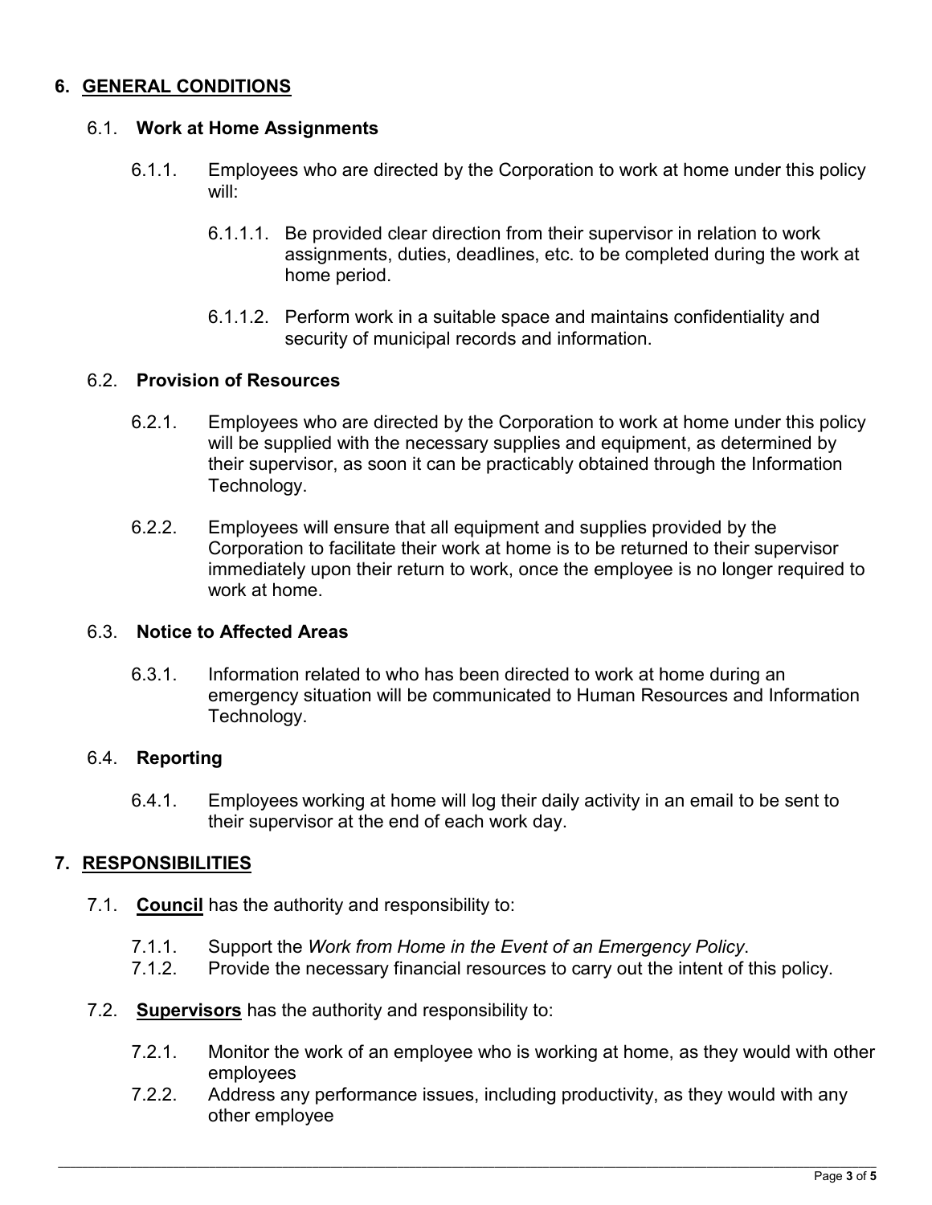## 6. <u>GENERAL CONDITIONS</u>

### 6.1. Work at Home Assignments

6.1.1. Employees who are directed by the Corporation to work at home under this policy will:

6.1.1.1. Be provided clear direction from their supervisor in relation to work assignments, duties, deadlines, etc. to be completed during the work at home period.

6.1.1.2. Perform work in a suitable space and maintains confidentiality and security of municipal records and information.

### 6.2. Provision of Resources

6.2.1. Employees who are directed by the Corporation to work at home under this policy will be supplied with the necessary supplies and equipment, as determined by their supervisor, as soon it can be practicably obtained through the Information Technology.

6.2.2. Employees will ensure that all equipment and supplies provided by the Corporation to facilitate their work at home is to be returned to their supervisor immediately upon their return to work, once the employee is no longer required to work at home.

### 6.3. Notice to Affected Areas

6.3.1. Information related to who has been directed to work at home during an emergency situation will be communicated to Human Resources and Information Technology.

### 6.4. Reporting

6.4.1. Employees working at home will log their daily activity in an email to be sent to their supervisor at the end of each work day.

## 7. <u>RESPONSIBILITIES</u>

7.1. **<u>Council</u>** has the authority and responsibility to:

7.1.1. Support the *Work from Home in the Event of an Emergency Policy*.
7.1.2. Provide the necessary financial resources to carry out the intent of this policy.

7.2. **<u>Supervisors</u>** has the authority and responsibility to:

7.2.1. Monitor the work of an employee who is working at home, as they would with other employees
7.2.2. Address any performance issues, including productivity, as they would with any other employee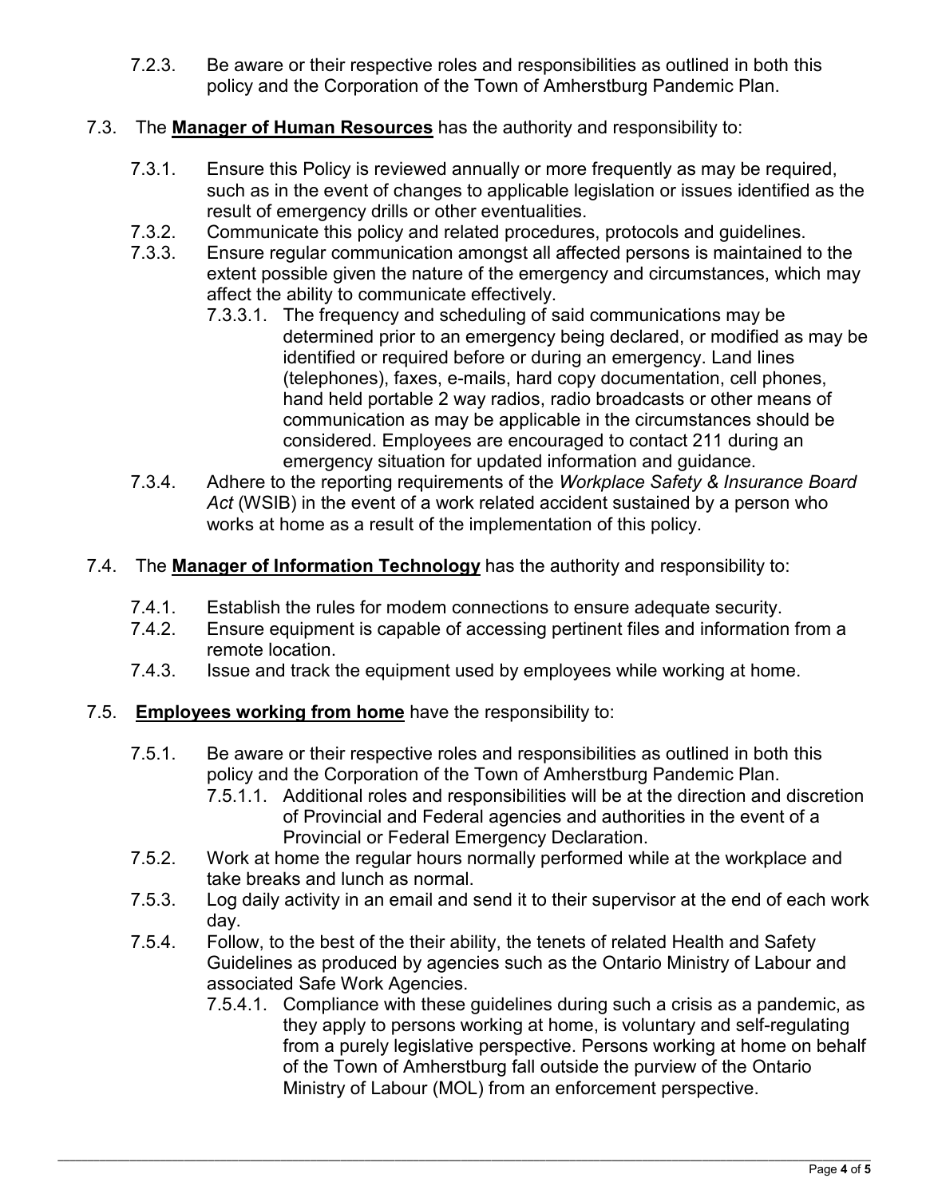7.2.3. Be aware or their respective roles and responsibilities as outlined in both this policy and the Corporation of the Town of Amherstburg Pandemic Plan.

7.3. The **Manager of Human Resources** has the authority and responsibility to:

7.3.1. Ensure this Policy is reviewed annually or more frequently as may be required, such as in the event of changes to applicable legislation or issues identified as the result of emergency drills or other eventualities.

7.3.2. Communicate this policy and related procedures, protocols and guidelines.

7.3.3. Ensure regular communication amongst all affected persons is maintained to the extent possible given the nature of the emergency and circumstances, which may affect the ability to communicate effectively.

7.3.3.1. The frequency and scheduling of said communications may be determined prior to an emergency being declared, or modified as may be identified or required before or during an emergency. Land lines (telephones), faxes, e-mails, hard copy documentation, cell phones, hand held portable 2 way radios, radio broadcasts or other means of communication as may be applicable in the circumstances should be considered. Employees are encouraged to contact 211 during an emergency situation for updated information and guidance.

7.3.4. Adhere to the reporting requirements of the *Workplace Safety & Insurance Board Act* (WSIB) in the event of a work related accident sustained by a person who works at home as a result of the implementation of this policy.

7.4. The **Manager of Information Technology** has the authority and responsibility to:

7.4.1. Establish the rules for modem connections to ensure adequate security.

7.4.2. Ensure equipment is capable of accessing pertinent files and information from a remote location.

7.4.3. Issue and track the equipment used by employees while working at home.

7.5. **Employees working from home** have the responsibility to:

7.5.1. Be aware or their respective roles and responsibilities as outlined in both this policy and the Corporation of the Town of Amherstburg Pandemic Plan.

7.5.1.1. Additional roles and responsibilities will be at the direction and discretion of Provincial and Federal agencies and authorities in the event of a Provincial or Federal Emergency Declaration.

7.5.2. Work at home the regular hours normally performed while at the workplace and take breaks and lunch as normal.

7.5.3. Log daily activity in an email and send it to their supervisor at the end of each work day.

7.5.4. Follow, to the best of the their ability, the tenets of related Health and Safety Guidelines as produced by agencies such as the Ontario Ministry of Labour and associated Safe Work Agencies.

7.5.4.1. Compliance with these guidelines during such a crisis as a pandemic, as they apply to persons working at home, is voluntary and self-regulating from a purely legislative perspective. Persons working at home on behalf of the Town of Amherstburg fall outside the purview of the Ontario Ministry of Labour (MOL) from an enforcement perspective.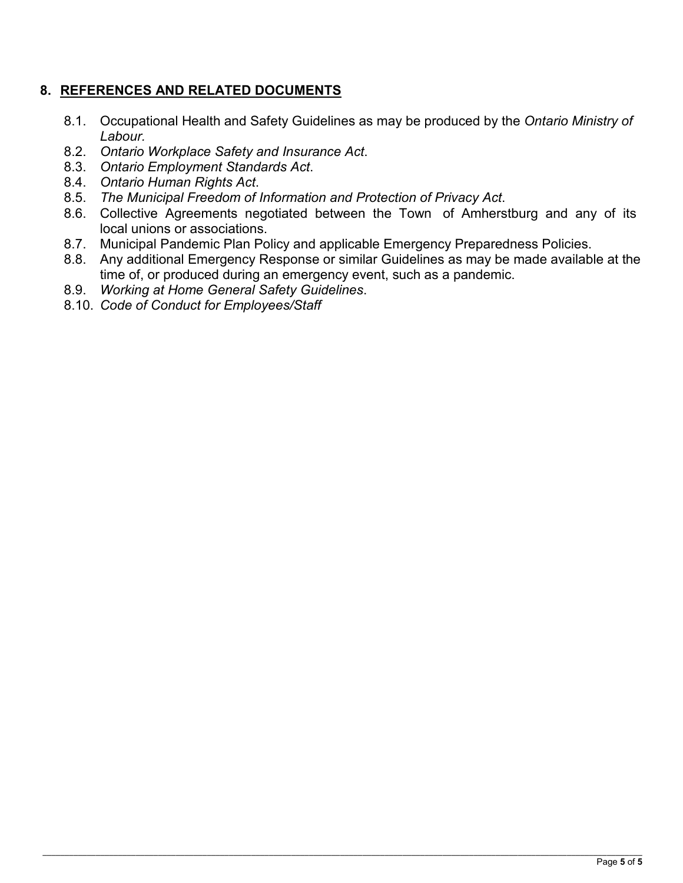## 8. REFERENCES AND RELATED DOCUMENTS

8.1. Occupational Health and Safety Guidelines as may be produced by the *Ontario Ministry of Labour.*

8.2. *Ontario Workplace Safety and Insurance Act*.

8.3. *Ontario Employment Standards Act*.

8.4. *Ontario Human Rights Act*.

8.5. *The Municipal Freedom of Information and Protection of Privacy Act*.

8.6. Collective Agreements negotiated between the Town of Amherstburg and any of its local unions or associations.

8.7. Municipal Pandemic Plan Policy and applicable Emergency Preparedness Policies.

8.8. Any additional Emergency Response or similar Guidelines as may be made available at the time of, or produced during an emergency event, such as a pandemic.

8.9. *Working at Home General Safety Guidelines*.

8.10. *Code of Conduct for Employees/Staff*